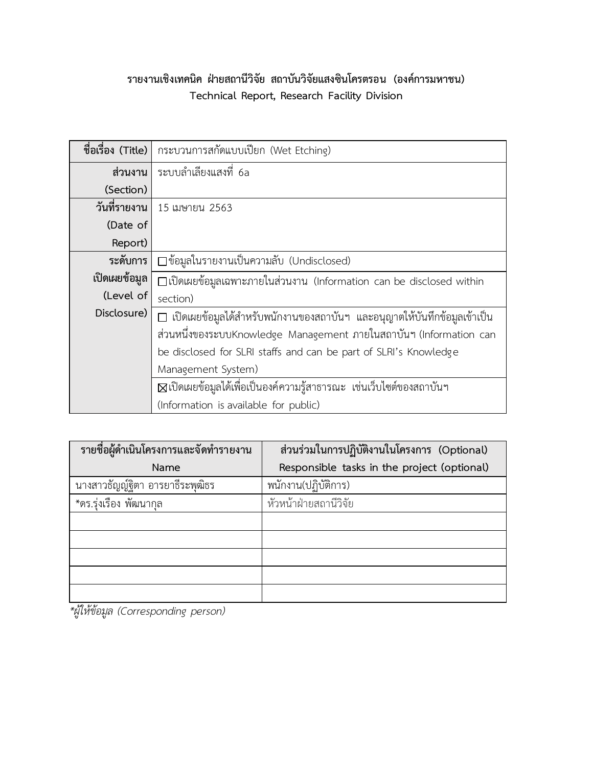**รายงานเชิงเทคนิค ฝ่ายสถานีวิจัย สถาบันวิจัยแสงซินโครตรอน (องค์การมหาชน)**
**Technical Report, Research Facility Division**

| | |
|---|---|
| **ชื่อเรื่อง (Title)** | กระบวนการสกัดแบบเปียก (Wet Etching) |
| **ส่วนงาน** (Section) | ระบบลำเลียงแสงที่ 6a |
| **วันที่รายงาน** (Date of Report) | 15 เมษายน 2563 |
| **ระดับการเปิดเผยข้อมูล** (Level of Disclosure) | ☐ ข้อมูลในรายงานเป็นความลับ (Undisclosed) |
| | ☐ เปิดเผยข้อมูลเฉพาะภายในส่วนงาน (Information can be disclosed within section) |
| | ☐ เปิดเผยข้อมูลได้สำหรับพนักงานของสถาบันฯ และอนุญาตให้บันทึกข้อมูลเข้าเป็นส่วนหนึ่งของระบบKnowledge Management ภายในสถาบันฯ (Information can be disclosed for SLRI staffs and can be part of SLRI's Knowledge Management System) |
| | ☒ เปิดเผยข้อมูลได้เพื่อเป็นองค์ความรู้สาธารณะ เช่นเว็บไซต์ของสถาบันฯ (Information is available for public) |

| รายชื่อผู้ดำเนินโครงการและจัดทำรายงาน Name | ส่วนร่วมในการปฏิบัติงานในโครงการ (Optional) Responsible tasks in the project (optional) |
|---|---|
| นางสาวธัญญ์ฐิตา อารยาธีระพุฒิธร | พนักงาน(ปฏิบัติการ) |
| *ดร.รุ่งเรือง พัฒนากุล | หัวหน้าฝ่ายสถานีวิจัย |
| | |
| | |
| | |
| | |
| | |

*\*ผู้ให้ข้อมูล (Corresponding person)*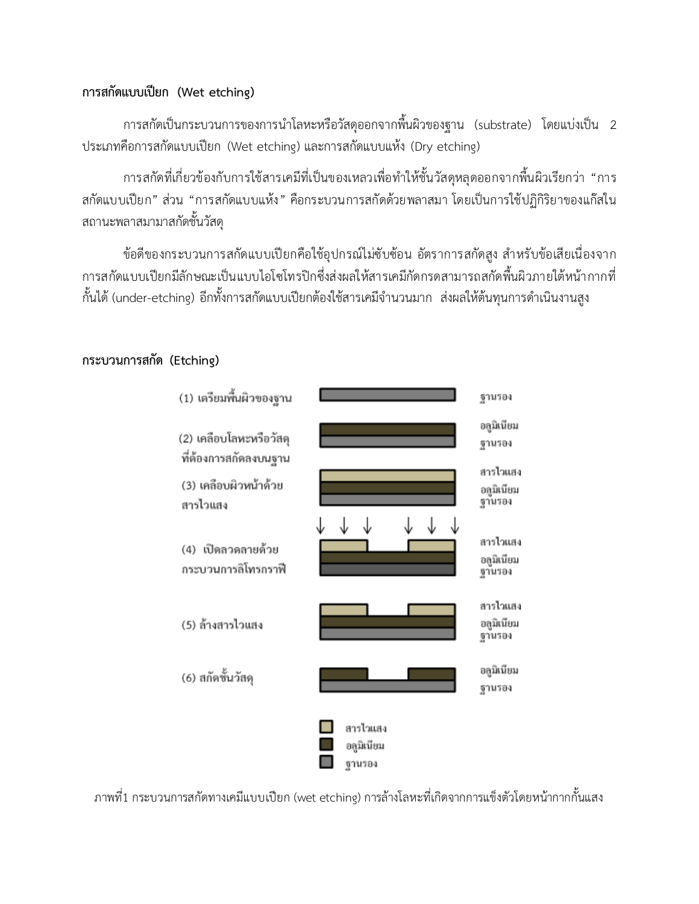**การสกัดแบบเปียก (Wet etching)**

การสกัดเป็นกระบวนการของการนำโลหะหรือวัสดุออกจากพื้นผิวของฐาน (substrate) โดยแบ่งเป็น 2 ประเภทคือการสกัดแบบเปียก (Wet etching) และการสกัดแบบแห้ง (Dry etching)

การสกัดที่เกี่ยวข้องกับการใช้สารเคมีที่เป็นของเหลวเพื่อทำให้ชั้นวัสดุหลุดออกจากพื้นผิวเรียกว่า "การสกัดแบบเปียก" ส่วน "การสกัดแบบแห้ง" คือกระบวนการสกัดด้วยพลาสมา โดยเป็นการใช้ปฏิกิริยาของแก๊สในสถานะพลาสมามาสกัดชั้นวัสดุ

ข้อดีของกระบวนการสกัดแบบเปียกคือใช้อุปกรณ์ไม่ซับซ้อน อัตราการสกัดสูง สำหรับข้อเสียเนื่องจากการสกัดแบบเปียกมีลักษณะเป็นแบบไอโซโทรปิกซึ่งส่งผลให้สารเคมีกัดกรดสามารถสกัดพื้นผิวภายใต้หน้ากากที่กั้นได้ (under-etching) อีกทั้งการสกัดแบบเปียกต้องใช้สารเคมีจำนวนมาก ส่งผลให้ต้นทุนการดำเนินงานสูง

**กระบวนการสกัด (Etching)**

(1) เตรียมพื้นผิวของฐาน — ฐานรอง

(2) เคลือบโลหะหรือวัสดุที่ต้องการสกัดลงบนฐาน — อลูมิเนียม, ฐานรอง

(3) เคลือบผิวหน้าด้วยสารไวแสง — สารไวแสง, อลูมิเนียม, ฐานรอง

(4) เปิดลวดลายด้วยกระบวนการลิโทรกราฟี — สารไวแสง, อลูมิเนียม, ฐานรอง

(5) ล้างสารไวแสง — สารไวแสง, อลูมิเนียม, ฐานรอง

(6) สกัดชั้นวัสดุ — อลูมิเนียม, ฐานรอง

สารไวแสง
อลูมิเนียม
ฐานรอง

ภาพที่1 กระบวนการสกัดทางเคมีแบบเปียก (wet etching) การล้างโลหะที่เกิดจากการแข็งตัวโดยหน้ากากกั้นแสง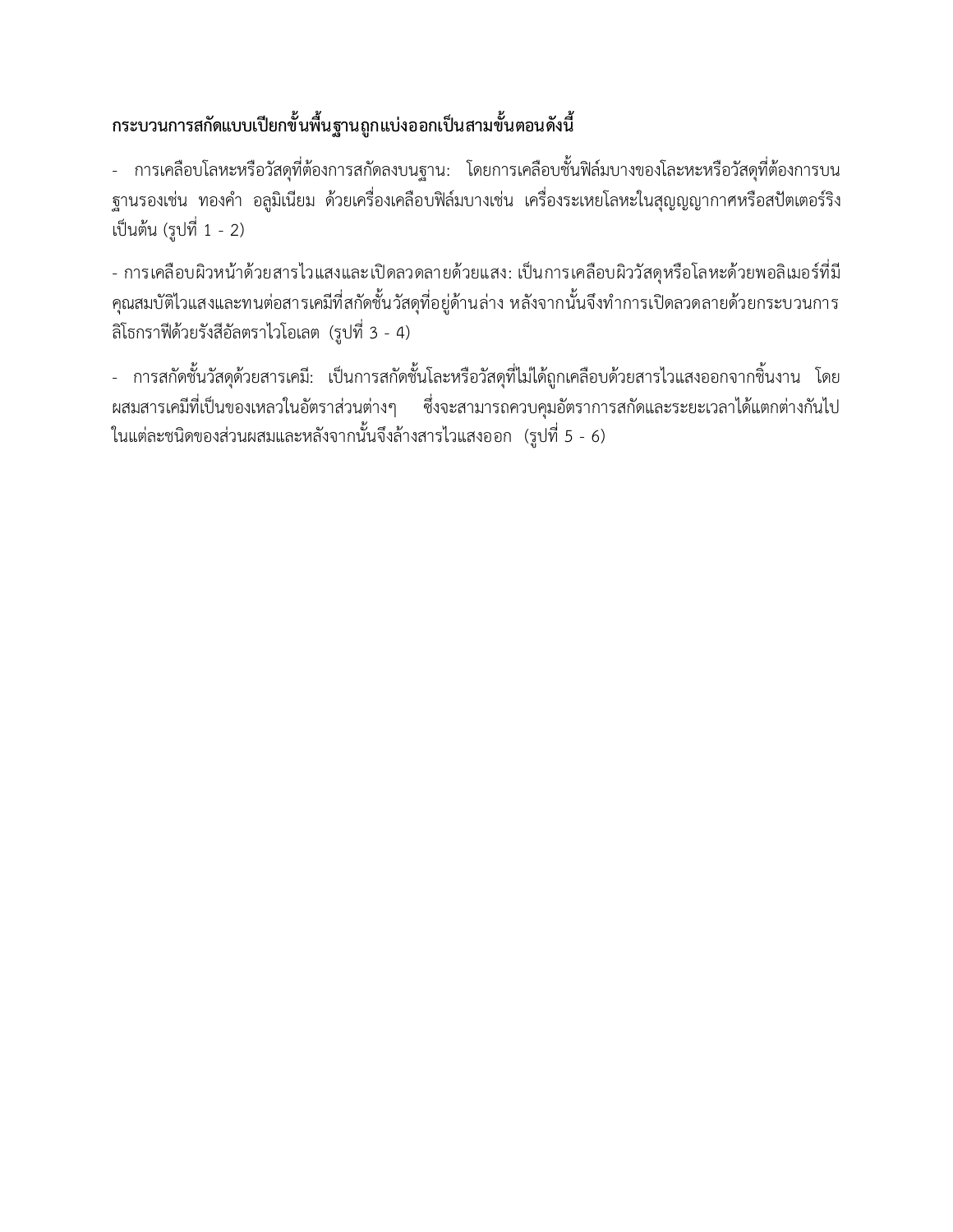**กระบวนการสกัดแบบเปียกขั้นพื้นฐานถูกแบ่งออกเป็นสามขั้นตอนดังนี้**

- การเคลือบโลหะหรือวัสดุที่ต้องการสกัดลงบนฐาน: โดยการเคลือบชั้นฟิล์มบางของโละหะหรือวัสดุที่ต้องการบนฐานรองเช่น ทองคำ อลูมิเนียม ด้วยเครื่องเคลือบฟิล์มบางเช่น เครื่องระเหยโลหะในสุญญากาศหรือสปัตเตอร์ริง เป็นต้น (รูปที่ 1 - 2)

- การเคลือบผิวหน้าด้วยสารไวแสงและเปิดลวดลายด้วยแสง: เป็นการเคลือบผิววัสดุหรือโลหะด้วยพอลิเมอร์ที่มีคุณสมบัติไวแสงและทนต่อสารเคมีที่สกัดชั้นวัสดุที่อยู่ด้านล่าง หลังจากนั้นจึงทำการเปิดลวดลายด้วยกระบวนการลิโธกราฟีด้วยรังสีอัลตราไวโอเลต (รูปที่ 3 - 4)

- การสกัดชั้นวัสดุด้วยสารเคมี: เป็นการสกัดชั้นโละหรือวัสดุที่ไม่ได้ถูกเคลือบด้วยสารไวแสงออกจากชิ้นงาน โดยผสมสารเคมีที่เป็นของเหลวในอัตราส่วนต่างๆ ซึ่งจะสามารถควบคุมอัตราการสกัดและระยะเวลาได้แตกต่างกันไปในแต่ละชนิดของส่วนผสมและหลังจากนั้นจึงล้างสารไวแสงออก (รูปที่ 5 - 6)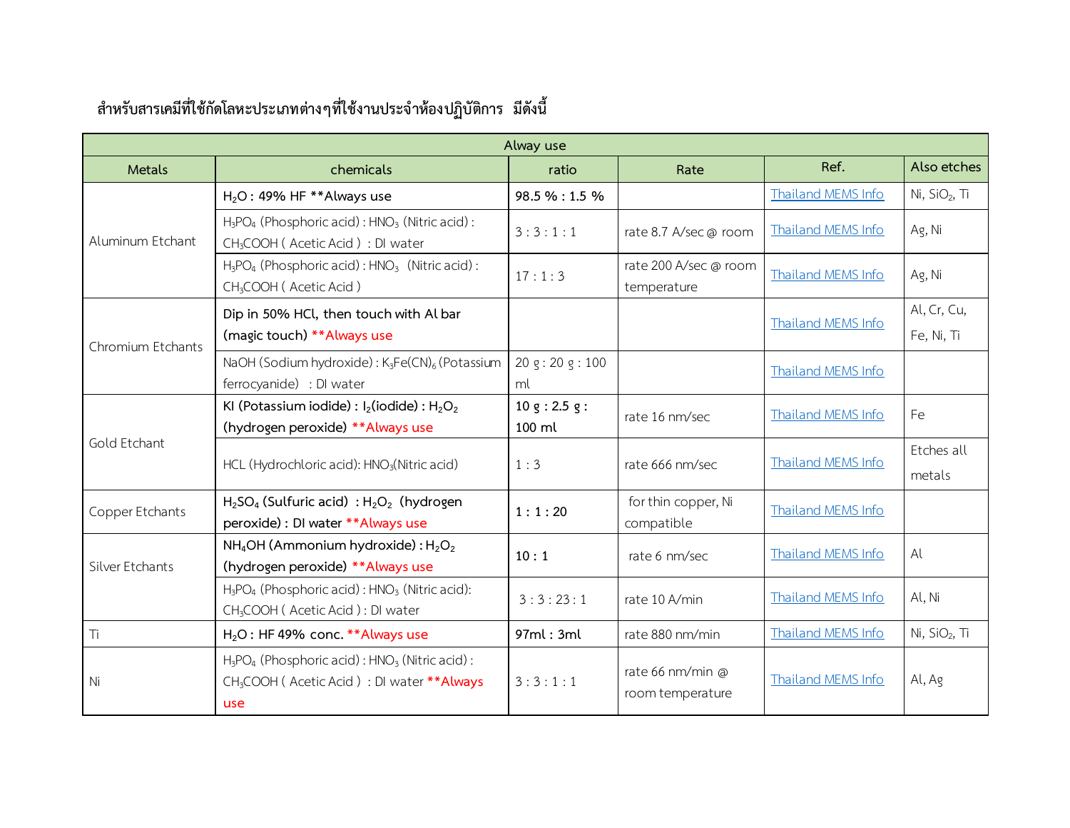สำหรับสารเคมีที่ใช้กัดโลหะประเภทต่างๆที่ใช้งานประจำห้องปฏิบัติการ มีดังนี้

| Alway use | | | | | |
|---|---|---|---|---|---|
| **Metals** | **chemicals** | **ratio** | **Rate** | **Ref.** | **Also etches** |
| Aluminum Etchant | **$H_2O$ : 49% HF **Always use** | **98.5 % : 1.5 %** | | Thailand MEMS Info | Ni, $SiO_2$, Ti |
| | $H_3PO_4$ (Phosphoric acid) : $HNO_3$ (Nitric acid) : $CH_3COOH$ ( Acetic Acid ) : DI water | 3 : 3 : 1 : 1 | rate 8.7 A/sec @ room | Thailand MEMS Info | Ag, Ni |
| | $H_3PO_4$ (Phosphoric acid) : $HNO_3$ (Nitric acid) : $CH_3COOH$ ( Acetic Acid ) | 17 : 1 : 3 | rate 200 A/sec @ room temperature | Thailand MEMS Info | Ag, Ni |
| Chromium Etchants | **Dip in 50% HCl, then touch with Al bar (magic touch) **Always use** | | | Thailand MEMS Info | Al, Cr, Cu, Fe, Ni, Ti |
| | NaOH (Sodium hydroxide) : $K_3Fe(CN)_6$ (Potassium ferrocyanide) : DI water | 20 g : 20 g : 100 ml | | Thailand MEMS Info | |
| Gold Etchant | **KI (Potassium iodide) : $I_2$(iodide) : $H_2O_2$ (hydrogen peroxide) **Always use** | **10 g : 2.5 g : 100 ml** | rate 16 nm/sec | Thailand MEMS Info | Fe |
| | HCL (Hydrochloric acid): $HNO_3$(Nitric acid) | 1 : 3 | rate 666 nm/sec | Thailand MEMS Info | Etches all metals |
| Copper Etchants | **$H_2SO_4$ (Sulfuric acid) : $H_2O_2$ (hydrogen peroxide) : DI water **Always use** | **1 : 1 : 20** | for thin copper, Ni compatible | Thailand MEMS Info | |
| Silver Etchants | **$NH_4OH$ (Ammonium hydroxide) : $H_2O_2$ (hydrogen peroxide) **Always use** | **10 : 1** | rate 6 nm/sec | Thailand MEMS Info | Al |
| | $H_3PO_4$ (Phosphoric acid) : $HNO_3$ (Nitric acid): $CH_3COOH$ ( Acetic Acid ) : DI water | 3 : 3 : 23 : 1 | rate 10 A/min | Thailand MEMS Info | Al, Ni |
| Ti | **$H_2O$ : HF 49% conc. **Always use** | **97ml : 3ml** | rate 880 nm/min | Thailand MEMS Info | Ni, $SiO_2$, Ti |
| Ni | $H_3PO_4$ (Phosphoric acid) : $HNO_3$ (Nitric acid) : $CH_3COOH$ ( Acetic Acid ) : DI water **Always use | 3 : 3 : 1 : 1 | rate 66 nm/min @ room temperature | Thailand MEMS Info | Al, Ag |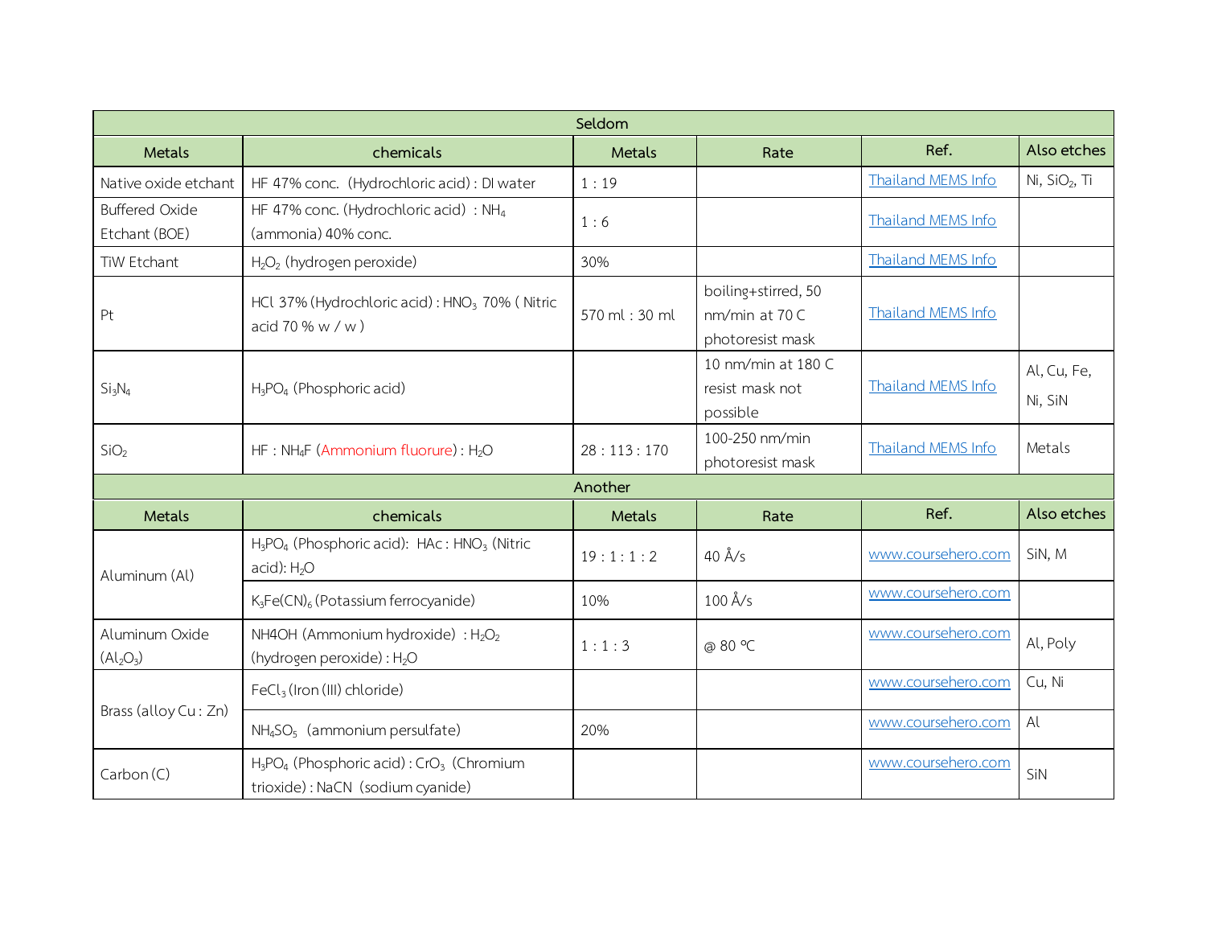| Seldom | | | | | |
|---|---|---|---|---|---|
| Metals | chemicals | Metals | Rate | Ref. | Also etches |
| Native oxide etchant | HF 47% conc. (Hydrochloric acid) : DI water | 1 : 19 | | Thailand MEMS Info | Ni, $SiO_2$, Ti |
| Buffered Oxide Etchant (BOE) | HF 47% conc. (Hydrochloric acid) : $NH_4$ (ammonia) 40% conc. | 1 : 6 | | Thailand MEMS Info | |
| TiW Etchant | $H_2O_2$ (hydrogen peroxide) | 30% | | Thailand MEMS Info | |
| Pt | HCl 37% (Hydrochloric acid) : $HNO_3$ 70% ( Nitric acid 70 % w / w ) | 570 ml : 30 ml | boiling+stirred, 50 nm/min at 70 C photoresist mask | Thailand MEMS Info | |
| $Si_3N_4$ | $H_3PO_4$ (Phosphoric acid) | | 10 nm/min at 180 C resist mask not possible | Thailand MEMS Info | Al, Cu, Fe, Ni, SiN |
| $SiO_2$ | HF : $NH_4F$ (Ammonium fluorure) : $H_2O$ | 28 : 113 : 170 | 100-250 nm/min photoresist mask | Thailand MEMS Info | Metals |
| **Another** | | | | | |
| Metals | chemicals | Metals | Rate | Ref. | Also etches |
| Aluminum (Al) | $H_3PO_4$ (Phosphoric acid): HAc : $HNO_3$ (Nitric acid): $H_2O$ | 19 : 1 : 1 : 2 | 40 Å/s | www.coursehero.com | SiN, M |
| | $K_3Fe(CN)_6$ (Potassium ferrocyanide) | 10% | 100 Å/s | www.coursehero.com | |
| Aluminum Oxide ($Al_2O_3$) | NH4OH (Ammonium hydroxide) : $H_2O_2$ (hydrogen peroxide) : $H_2O$ | 1 : 1 : 3 | @ 80 ºC | www.coursehero.com | Al, Poly |
| Brass (alloy Cu : Zn) | $FeCl_3$ (Iron (III) chloride) | | | www.coursehero.com | Cu, Ni |
| | $NH_4SO_5$ (ammonium persulfate) | 20% | | www.coursehero.com | Al |
| Carbon (C) | $H_3PO_4$ (Phosphoric acid) : $CrO_3$ (Chromium trioxide) : NaCN (sodium cyanide) | | | www.coursehero.com | SiN |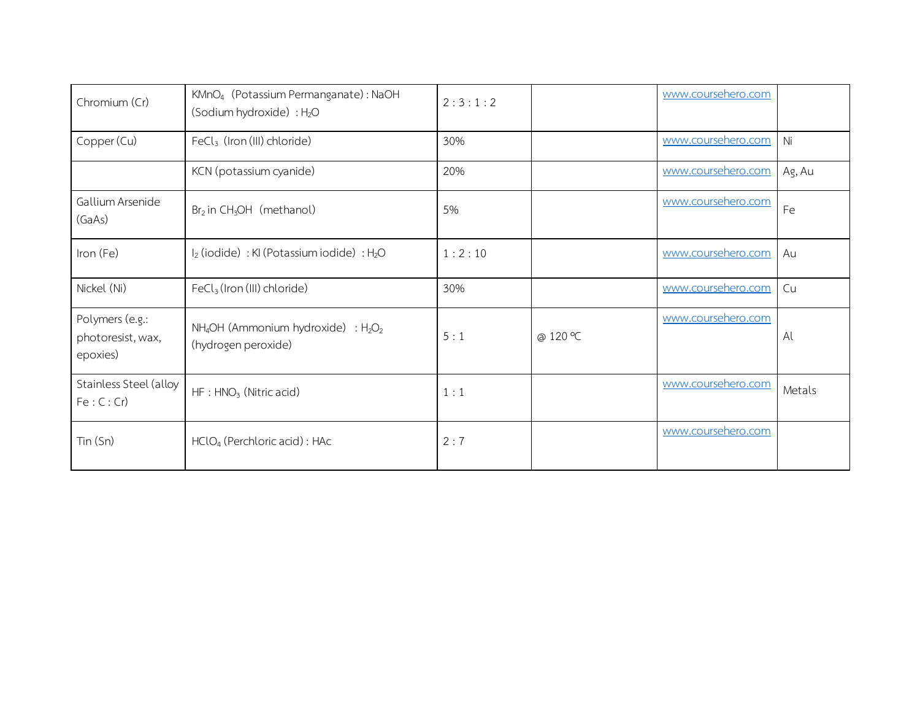| | | | | | |
|---|---|---|---|---|---|
| Chromium (Cr) | $KMnO_4$ (Potassium Permanganate) : NaOH (Sodium hydroxide) : $H_2O$ | 2 : 3 : 1 : 2 | | www.coursehero.com | |
| Copper (Cu) | $FeCl_3$ (Iron (III) chloride) | 30% | | www.coursehero.com | Ni |
| | KCN (potassium cyanide) | 20% | | www.coursehero.com | Ag, Au |
| Gallium Arsenide (GaAs) | $Br_2$ in $CH_3OH$ (methanol) | 5% | | www.coursehero.com | Fe |
| Iron (Fe) | $I_2$ (iodide) : KI (Potassium iodide) : $H_2O$ | 1 : 2 : 10 | | www.coursehero.com | Au |
| Nickel (Ni) | $FeCl_3$ (Iron (III) chloride) | 30% | | www.coursehero.com | Cu |
| Polymers (e.g.: photoresist, wax, epoxies) | $NH_4OH$ (Ammonium hydroxide) : $H_2O_2$ (hydrogen peroxide) | 5 : 1 | @ 120 ℃ | www.coursehero.com | Al |
| Stainless Steel (alloy Fe : C : Cr) | HF : $HNO_3$ (Nitric acid) | 1 : 1 | | www.coursehero.com | Metals |
| Tin (Sn) | $HClO_4$ (Perchloric acid) : HAc | 2 : 7 | | www.coursehero.com | |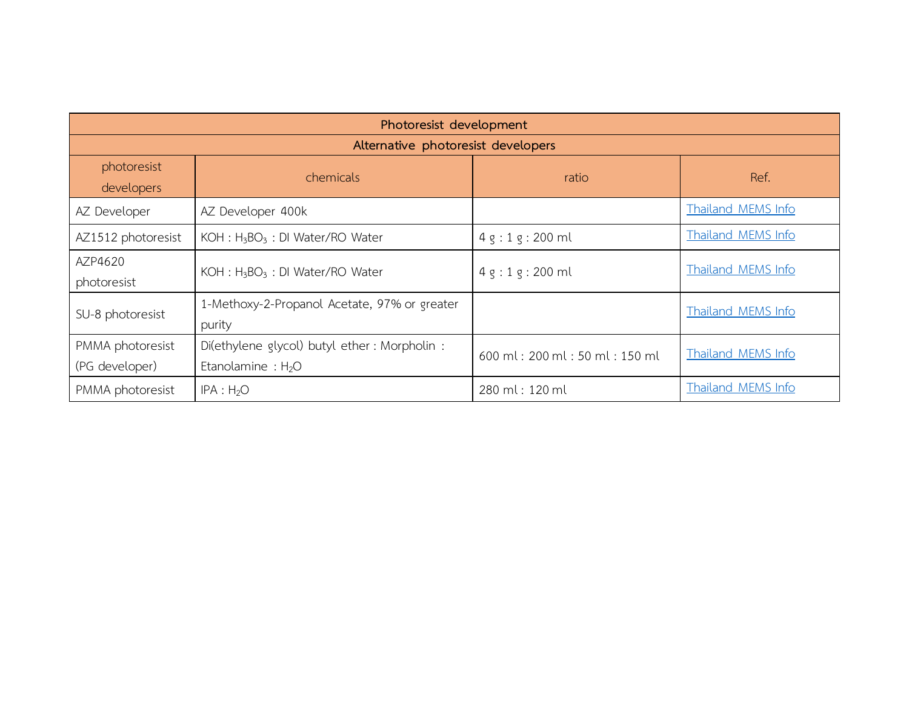| Photoresist development | | | |
|---|---|---|---|
| Alternative photoresist developers | | | |
| photoresist developers | chemicals | ratio | Ref. |
| AZ Developer | AZ Developer 400k | | Thailand MEMS Info |
| AZ1512 photoresist | KOH : $H_3BO_3$ : DI Water/RO Water | 4 g : 1 g : 200 ml | Thailand MEMS Info |
| AZP4620 photoresist | KOH : $H_3BO_3$ : DI Water/RO Water | 4 g : 1 g : 200 ml | Thailand MEMS Info |
| SU-8 photoresist | 1-Methoxy-2-Propanol Acetate, 97% or greater purity | | Thailand MEMS Info |
| PMMA photoresist (PG developer) | Di(ethylene glycol) butyl ether : Morpholin : Etanolamine : $H_2O$ | 600 ml : 200 ml : 50 ml : 150 ml | Thailand MEMS Info |
| PMMA photoresist | IPA : $H_2O$ | 280 ml : 120 ml | Thailand MEMS Info |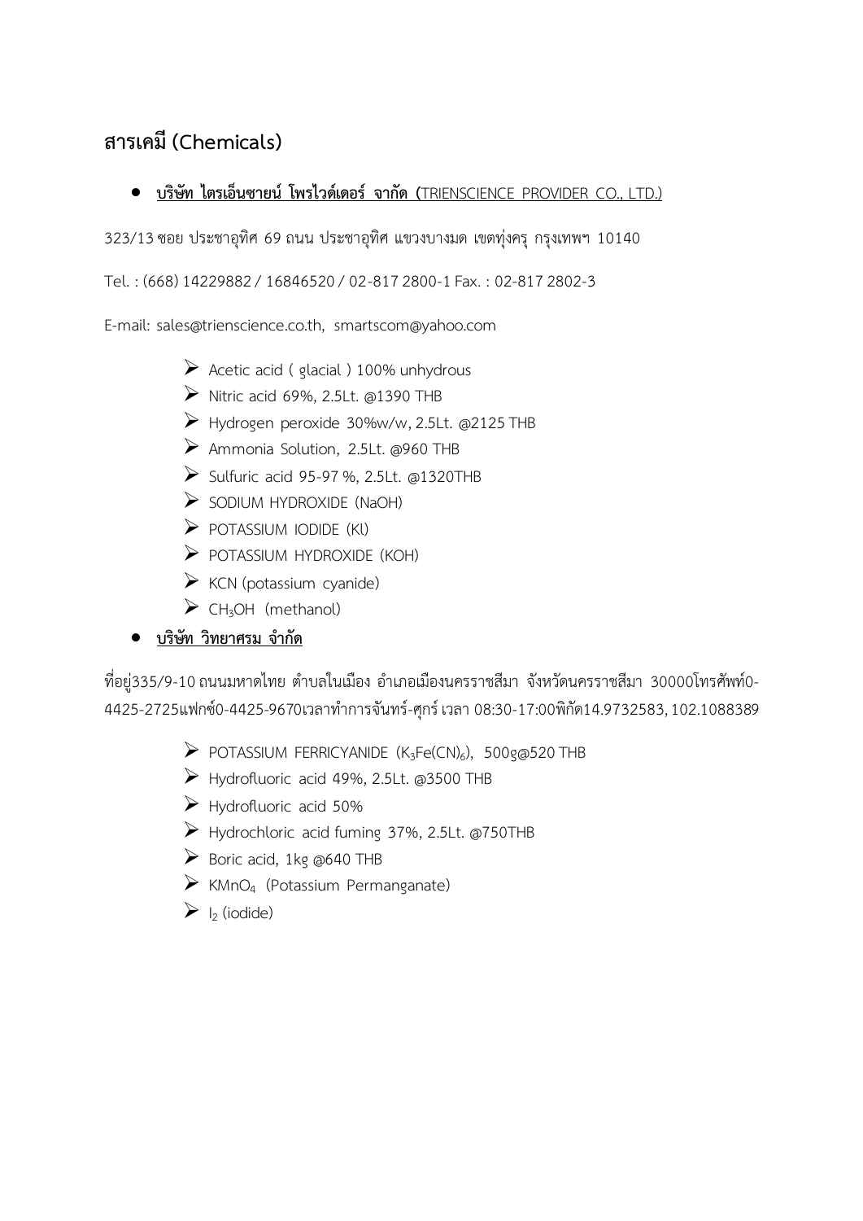## สารเคมี (Chemicals)

- **<u>บริษัท ไตรเอ็นซายน์ โพรไวด์เดอร์ จากัด (</u>**<u>TRIENSCIENCE PROVIDER CO., LTD.)</u>

323/13 ซอย ประชาอุทิศ 69 ถนน ประชาอุทิศ แขวงบางมด เขตทุ่งครุ กรุงเทพฯ 10140

Tel. : (668) 14229882 / 16846520 / 02-817 2800-1 Fax. : 02-817 2802-3

E-mail: sales@trienscience.co.th, smartscom@yahoo.com

- Acetic acid ( glacial ) 100% unhydrous
- Nitric acid 69%, 2.5Lt. @1390 THB
- Hydrogen peroxide 30%w/w, 2.5Lt. @2125 THB
- Ammonia Solution, 2.5Lt. @960 THB
- Sulfuric acid 95-97 %, 2.5Lt. @1320THB
- SODIUM HYDROXIDE (NaOH)
- POTASSIUM IODIDE (Kl)
- POTASSIUM HYDROXIDE (KOH)
- KCN (potassium cyanide)
- $CH_3OH$ (methanol)

- **<u>บริษัท วิทยาศรม จำกัด</u>**

ที่อยู่335/9-10 ถนนมหาดไทย ตำบลในเมือง อำเภอเมืองนครราชสีมา จังหวัดนครราชสีมา 30000โทรศัพท์0-4425-2725แฟกซ์0-4425-9670เวลาทำการจันทร์-ศุกร์ เวลา 08:30-17:00พิกัด14.9732583, 102.1088389

- POTASSIUM FERRICYANIDE ($K_3Fe(CN)_6$), 500g@520 THB
- Hydrofluoric acid 49%, 2.5Lt. @3500 THB
- Hydrofluoric acid 50%
- Hydrochloric acid fuming 37%, 2.5Lt. @750THB
- Boric acid, 1kg @640 THB
- $KMnO_4$ (Potassium Permanganate)
- $I_2$ (iodide)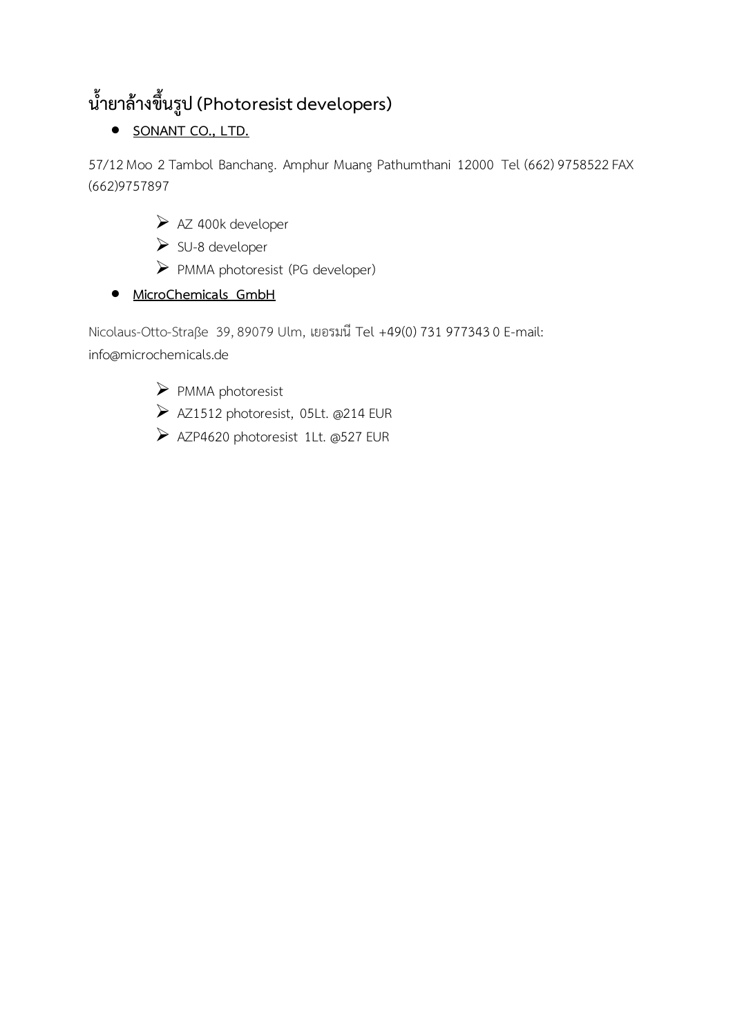## น้ำยาล้างขึ้นรูป (Photoresist developers)

- **SONANT CO., LTD.**

57/12 Moo 2 Tambol Banchang. Amphur Muang Pathumthani 12000 Tel (662) 9758522 FAX (662)9757897

  - AZ 400k developer
  - SU-8 developer
  - PMMA photoresist (PG developer)

- **MicroChemicals GmbH**

Nicolaus-Otto-Straße 39, 89079 Ulm, เยอรมนี Tel +49(0) 731 977343 0 E-mail: info@microchemicals.de

  - PMMA photoresist
  - AZ1512 photoresist, 05Lt. @214 EUR
  - AZP4620 photoresist 1Lt. @527 EUR